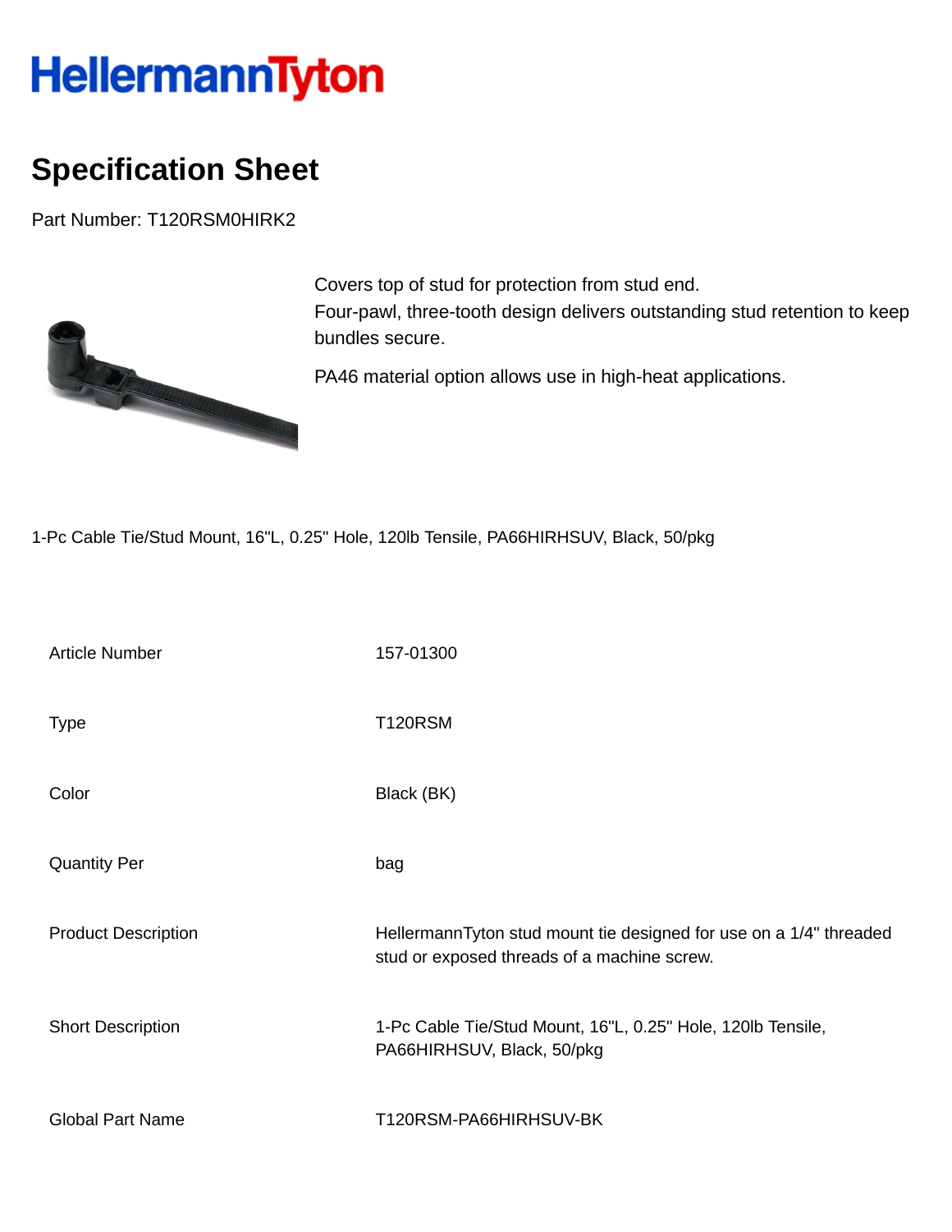# HellermannTyton

## Specification Sheet

Part Number: T120RSM0HIRK2

Covers top of stud for protection from stud end.
Four-pawl, three-tooth design delivers outstanding stud retention to keep bundles secure.

PA46 material option allows use in high-heat applications.

1-Pc Cable Tie/Stud Mount, 16"L, 0.25" Hole, 120lb Tensile, PA66HIRHSUV, Black, 50/pkg

| | |
|---|---|
| Article Number | 157-01300 |
| Type | T120RSM |
| Color | Black (BK) |
| Quantity Per | bag |
| Product Description | HellermannTyton stud mount tie designed for use on a 1/4" threaded stud or exposed threads of a machine screw. |
| Short Description | 1-Pc Cable Tie/Stud Mount, 16"L, 0.25" Hole, 120lb Tensile, PA66HIRHSUV, Black, 50/pkg |
| Global Part Name | T120RSM-PA66HIRHSUV-BK |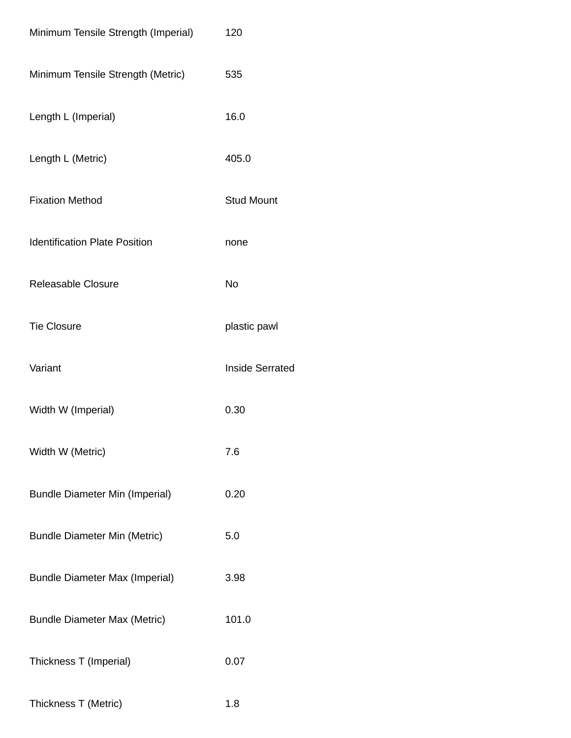| | |
|---|---|
| Minimum Tensile Strength (Imperial) | 120 |
| Minimum Tensile Strength (Metric) | 535 |
| Length L (Imperial) | 16.0 |
| Length L (Metric) | 405.0 |
| Fixation Method | Stud Mount |
| Identification Plate Position | none |
| Releasable Closure | No |
| Tie Closure | plastic pawl |
| Variant | Inside Serrated |
| Width W (Imperial) | 0.30 |
| Width W (Metric) | 7.6 |
| Bundle Diameter Min (Imperial) | 0.20 |
| Bundle Diameter Min (Metric) | 5.0 |
| Bundle Diameter Max (Imperial) | 3.98 |
| Bundle Diameter Max (Metric) | 101.0 |
| Thickness T (Imperial) | 0.07 |
| Thickness T (Metric) | 1.8 |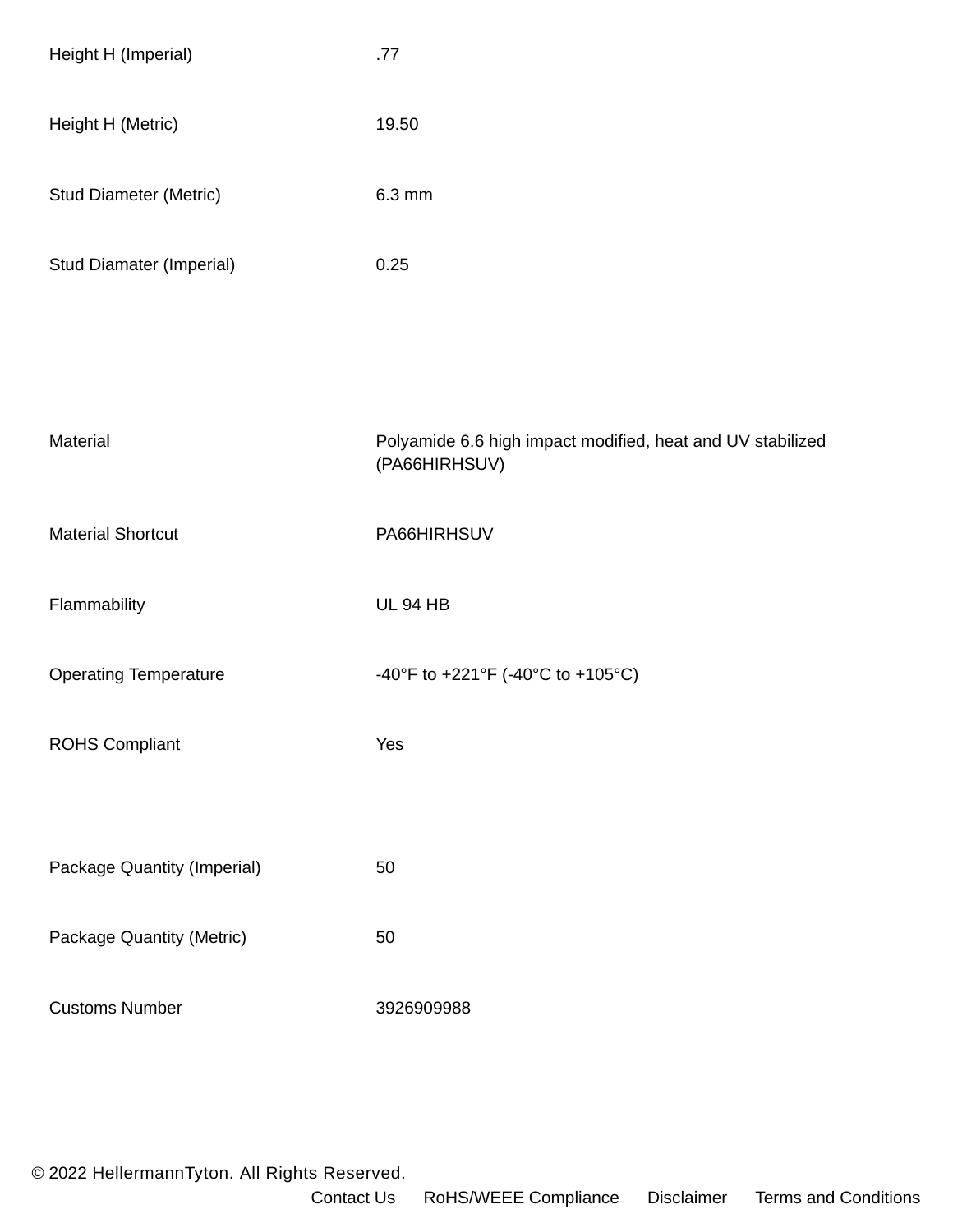| | |
|---|---|
| Height H (Imperial) | .77 |
| Height H (Metric) | 19.50 |
| Stud Diameter (Metric) | 6.3 mm |
| Stud Diamater (Imperial) | 0.25 |

| | |
|---|---|
| Material | Polyamide 6.6 high impact modified, heat and UV stabilized (PA66HIRHSUV) |
| Material Shortcut | PA66HIRHSUV |
| Flammability | UL 94 HB |
| Operating Temperature | -40°F to +221°F (-40°C to +105°C) |
| ROHS Compliant | Yes |

| | |
|---|---|
| Package Quantity (Imperial) | 50 |
| Package Quantity (Metric) | 50 |
| Customs Number | 3926909988 |

© 2022 HellermannTyton. All Rights Reserved.

Contact Us RoHS/WEEE Compliance Disclaimer Terms and Conditions